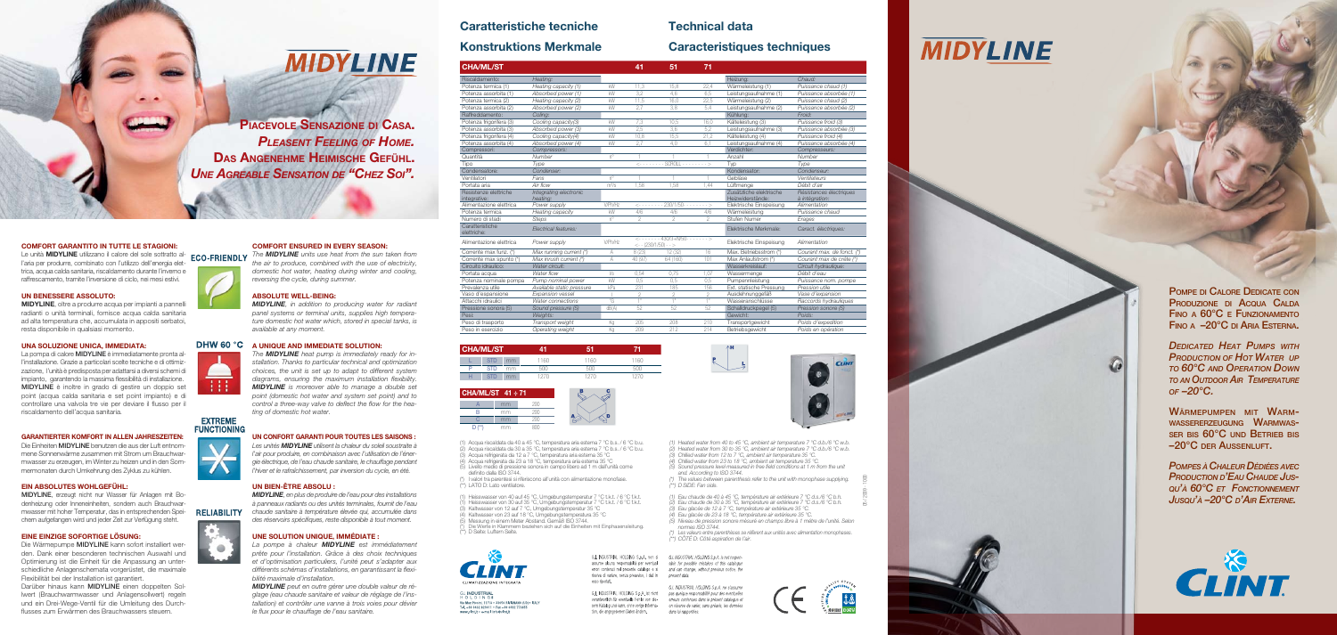# MIDYLINE

**PIACEVOLE SENSAZIONE DI CASA.**
***PLEASENT FEELING OF HOME.***
**DAS ANGENEHME HEIMISCHE GEFÜHL.**
***UNE AGREABLE SENSATION DE "CHEZ SOI".***

### COMFORT GARANTITO IN TUTTE LE STAGIONI:

Le unità **MIDYLINE** utilizzano il calore del sole sottratto all'aria per produrre, combinato con l'utilizzo dell'energia elettrica, acqua calda sanitaria, riscaldamento durante l'inverno e raffrescamento, tramite l'inversione di ciclo, nei mesi estivi.

### UN BENESSERE ASSOLUTO:

**MIDYLINE**, oltre a produrre acqua per impianti a pannelli radianti o unità terminali, fornisce acqua calda sanitaria ad alta temperatura che, accumulata in appositi serbatoi, resta disponibile in qualsiasi momento.

### UNA SOLUZIONE UNICA, IMMEDIATA:

La pompa di calore **MIDYLINE** è immediatamente pronta all'installazione. Grazie a particolari scelte tecniche e di ottimizzazione, l'unità è predisposta per adattarsi a diversi schemi di impianto, garantendo la massima flessibilità di installazione. **MIDYLINE** è inoltre in grado di gestire un doppio set point (acqua calda sanitaria e set point impianto) e di controllare una valvola tre vie per deviare il flusso per il riscaldamento dell'acqua sanitaria.

### GARANTIERTER KOMFORT IN ALLEN JAHRESZEITEN:

Die Einheiten **MIDYLINE** benutzen die aus der Luft entnommene Sonnenwärme zusammen mit Strom um Brauchwarmwasser zu erzeugen, im Winter zu heizen und in den Sommermonaten durch Umkehrung des Zyklus zu kühlen.

### EIN ABSOLUTES WOHLGEFÜHL:

**MIDYLINE**, erzeugt nicht nur Wasser für Anlagen mit Bodenheizung oder Inneneinheiten, sondern auch Brauchwarmwasser mit hoher Temperatur, das in entsprechenden Speichern aufgefangen wird und jeder Zeit zur Verfügung steht.

### EINE EINZIGE SOFORTIGE LÖSUNG:

Die Wärmepumpe **MIDYLINE** kann sofort installiert werden. Dank einer besonderen technischen Auswahl und Optimierung ist die Einheit für die Anpassung an unterschiedliche Anlagenschemata vorgerüstet, die maximale Flexibilität bei der Installation ist garantiert.

Darüber hinaus kann **MIDYLINE** einen doppelten Sollwert (Brauchwarmwasser und Anlagensollwert) regeln und ein Drei-Wege-Ventil für die Umleitung des Durchflusses zum Erwärmen des Brauchwassers steuern.

ECO-FRIENDLY

### COMFORT ENSURED IN EVERY SEASON:

*The **MIDYLINE** units use heat from the sun taken from the air to produce, combined with the use of electricity, domestic hot water, heating during winter and cooling, reversing the cycle, during summer.*

### ABSOLUTE WELL-BEING:

***MIDYLINE**, in addition to producing water for radiant panel systems or terminal units, supplies high temperature domestic hot water which, stored in special tanks, is available at any moment.*

DHW 60 °C

### A UNIQUE AND IMMEDIATE SOLUTION:

*The **MIDYLINE** heat pump is immediately ready for installation. Thanks to particular technical and optimization choices, the unit is set up to adapt to different system diagrams, ensuring the maximum installation flexibility. **MIDYLINE** is moreover able to manage a double set point (domestic hot water and system set point) and to control a three-way valve to deflect the flow for the heating of domestic hot water.*

EXTREME FUNCTIONING

### UN CONFORT GARANTI POUR TOUTES LES SAISONS :

*Les unités **MIDYLINE** utilisent la chaleur du soleil soustraite à l'air pour produire, en combinaison avec l'utilisation de l'énergie électrique, de l'eau chaude sanitaire, le chauffage pendant l'hiver et le rafraîchissement, par inversion du cycle, en été.*

RELIABILITY

### UN BIEN-ÊTRE ABSOLU :

***MIDYLINE**, en plus de produire de l'eau pour des installations à panneaux radiants ou des unités terminales, fournit de l'eau chaude sanitaire à température élevée qui, accumulée dans des réservoirs spécifiques, reste disponible à tout moment.*

### UNE SOLUTION UNIQUE, IMMÉDIATE :

*La pompe à chaleur **MIDYLINE** est immédiatement prête pour l'installation. Grâce à des choix techniques et d'optimisation particuliers, l'unité peut s'adapter aux différents schémas d'installations, en garantissant la flexibilité maximale d'installation.*

***MIDYLINE** peut en outre gérer une double valeur de réglage (eau chaude sanitaire et valeur de réglage de l'installation) et contrôler une vanne à trois voies pour dévier le flux pour le chauffage de l'eau sanitaire.*

## Caratteristiche tecniche — Technical data

## Konstruktions Merkmale — Caracteristiques techniques

| CHA/ML/ST | | | 41 | 51 | 71 | | |
|---|---|---|---|---|---|---|---|
| Riscaldamento: | Heating: | | | | | Heizung: | Chaud: |
| Potenza termica (1) | Heating capacity (1) | kW | 11,3 | 15,8 | 22,4 | Wärmeleistung (1) | Puissance chaud (1) |
| Potenza assorbita (1) | Absorbed power (1) | kW | 3,2 | 4,6 | 6,5 | Leistungsaufnahme (1) | Puissance absorbée (1) |
| Potenza termica (2) | Heating capacity (2) | kW | 11,5 | 16,0 | 22,5 | Wärmeleistung (2) | Puissance chaud (2) |
| Potenza assorbita (2) | Absorbed power (2) | kW | 2,7 | 3,8 | 5,4 | Leistungsaufnahme (2) | Puissance absorbée (2) |
| Raffreddamento: | Colling: | | | | | Kühlung: | Froid: |
| Potenza frigorifera (3) | Cooling capacity(3) | kW | 7,3 | 10,5 | 16,0 | Kälteleistung (3) | Puissance froid (3) |
| Potenza assorbita (3) | Absorbed power (3) | kW | 2,5 | 3,6 | 5,2 | Leistungsaufnahme (3) | Puissance absorbée (3) |
| Potenza frigorifera (4) | Cooling capacity(4) | kW | 10,8 | 15,5 | 21,2 | Kälteleistung (4) | Puissance froid (4) |
| Potenza assorbita (4) | Absorbed power (4) | kW | 2,7 | 4,0 | 6,1 | Leistungsaufnahme (4) | Puissance absorbée (4) |
| Compressori: | Compressors: | | | | | Verdichter: | Compresseurs: |
| Quantità | Number | n° | 1 | 1 | 1 | Anzahl | Nombre |
| Tipo | Type | | <- - - - - - | SCROLL | - - - - - -> | Typ | Type |
| Condensatore: | Condenser: | | | | | Kondensator: | Condenseur: |
| Ventilatori | Fans | n° | 1 | 1 | 1 | Gebläse | Ventilateurs |
| Portata aria | Air flow | m³/s | 1,58 | 1,58 | 1,44 | Luftmenge | Débit d'air |
| Resistenze elettriche integrative: | Integrating electronic heating: | | | | | Zusätzliche elektrische Heizwiderstände: | Résistances électriques à intégration: |
| Alimentazione elettrica | Power supply | V/Ph/Hz | <- - - - - - | 230/1/50 | - - - - - -> | Elektrische Einspeisung | Alimentation |
| Potenza termica | Heating capacity | kW | 4/6 | 4/6 | 4/6 | Wärmeleistung | Puissance chaud |
| Numero di stadi | Steps | n° | 2 | 2 | 2 | Stufen Numer | Etages |
| Caratteristiche elettriche: | Electrical features: | | | | | Elektrische Merkmale: | Caract. électriques: |
| Alimentazione elettrica | Power supply | V/Ph/Hz | <- - - - - - | 400/3+N/50 (230/1/50) | - - - - - -> | Elektrische Einspeisung | Alimentation |
| Corrente max funz. (*) | Max running current (*) | A | 8 (23) | 12 (32) | 16 | Max. Betriebsstrom (*) | Courant max. de fonct. (*) |
| Corrente max spunto (*) | Max inrush current (*) | A | 40 (97) | 64 (160) | 101 | Max Anlaufstrom (*) | Courant max de crête (*) |
| Circuito idraulico: | Water circuit: | | | | | Wasserkreislauf: | Circuit hydraulique: |
| Portata acqua | Water flow | l/s | 0,54 | 0,75 | 1,07 | Wassermenge | Débit d'eau |
| Potenza nominale pompa | Pump nominal power | kW | 0,5 | 0,5 | 0,5 | Pumpenleistung | Puissance nom. pompe |
| Prevalenza utile | Available static pressure | kPa | 231 | 185 | 156 | Ext. statische Pressung | Pression utile |
| Vaso d'espansione | Expansion vessel | l | 2 | 2 | 2 | Ausdehnungsgefäß | Vase d'expansion |
| Attacchi idraulici | Water connections | "G | 1" | 1" | 1" | Wasseranschlüsse | Raccords hydrauliques |
| Pressione sonora (5) | Sound pressure (5) | db(A) | 52 | 52 | 52 | Schalldruckpegel (5) | Pression sonore (5) |
| Pesi: | Weights: | | | | | Gewicht: | Poids: |
| Peso di trasporto | Transport weight | Kg | 205 | 208 | 210 | Transportgewicht | Poids d'expédition |
| Peso in esercizio | Operating weight | Kg | 209 | 212 | 214 | Betriebsgewicht | Poids en opération |

| CHA/ML/ST | | | 41 | 51 | 71 |
|---|---|---|---|---|---|
| L | STD | mm | 1160 | 1160 | 1160 |
| P | STD | mm | 500 | 500 | 500 |
| H | STD | mm | 1270 | 1270 | 1270 |

| CHA/ML/ST 41 ÷ 71 | | |
|---|---|---|
| A | mm | 200 |
| B | mm | 200 |
| C | mm | 200 |
| D (**) | mm | 800 |

(1) Acqua riscaldata da 40 a 45 °C; temperatura aria esterna 7 °C b.s. / 6 °C b.u.
(2) Acqua riscaldata da 30 a 35 °C; temperatura aria esterna 7 °C b.s. / 6 °C b.u.
(3) Acqua refrigerata da 12 a 7 °C, temperatura aria esterna 35 °C
(4) Acqua refrigerata da 23 a 18 °C, temperatura aria esterna 35 °C
(5) Livello medio di pressione sonora in campo libero ad 1 m dall'unità come definito dalla ISO 3744.
(*) I valori tra parentesi si riferiscono all'unità con alimentazione monofase.
(**) LATO D: Lato ventilatore.

(1) Heisswasser von 40 auf 45 °C, Umgebungstemperatur 7 °C t.t. / 6 °C f.t.
(1) Heisswasser von 30 auf 35 °C, Umgebungstemperatur 7 °C t.t. / 6 °C f.t.
(3) Kaltwasser von 12 auf 7 °C, Umgebungstemperatur 35 °C
(4) Kaltwasser von 23 auf 18 °C, Umgebungstemperatur 35 °C
(5) Messung in einem Meter Abstand. Gemäß ISO 3744.
(*) Die Werte in Klammern beziehen sich auf die Einheiten mit Einphaseneinleitung.
(**) D Seite: Luftein Seite.

(1) Heated water from 40 to 45 °C, ambient air temperature 7 °C d.b./6 °C w.b.
(2) Heated water from 30 to 35 °C, ambient air temperature 7 °C d.b./6 °C w.b.
(3) Chilled water from 12 to 7 °C, ambient air temperature 35 °C.
(4) Chilled water from 23 to 18 °C, ambient air temperature 35 °C.
(5) Sound pressure level measured in free field conditions at 1 m from the unit and. According to ISO 3744.
(*) The values between parenthesis refer to the unit with monophase supplying.
(**) D SIDE: Fan side.

(1) Eau chaude de 40 à 45 °C, température air extérieure 7 °C b.s./6 °C b.h.
(2) Eau chaude de 30 à 35 °C, température air extérieure 7 °C b.s./6 °C b.h.
(3) Eau glacée de 12 à 7 °C, température air extérieure 35 °C.
(4) Eau glacée de 23 à 18 °C, température air extérieure 35 °C.
(5) Niveau de pression sonore mesuré en champs libre à 1 mètre de l'unité. Selon normes ISO 3744.
(*) Les valeurs entre parenthèses se réfèrent aux unités avec alimentation monophasée.
(**) CÔTÉ D: Côté aspiration de l'air.

G.I. INDUSTRIAL HOLDING S.p.A. non si assume alcuna responsabilità per eventuali errori contenuti nel presente catalogo e si riserva di variare, senza preavviso, i dati in esso riportati.

G.I. INDUSTRIAL HOLDING S.p.A. ist nicht verantwortlich für eventuelle Fehler von diesem Katalog und kann, ohne vorige Mitteilung, die angegebenen Daten ändern.

G.I. INDUSTRIAL HOLDING S.p.A. is not responsible for possible mistakes of this catalogue and can change, without previous notice, the present data.

G.I. INDUSTRIAL HOLDING S.p.A. ne s'assume pas aucune responsabilité pour des éventuelles erreurs contenues dans le présent catalogue et elle se réserve de varier, sans préavis, les données dans les rapportées.

CLINT — CLIMATIZZAZIONE INTEGRATA

G.I. INDUSTRIAL HOLDING
Via Nobel Prevot, 1/2 Ex - 31010 SAN BIAGIO (VE) - ITALY
Tel. +39 0422 7693 • Fax +39 0422 770465
www.clint.it • e-mail: info@clint.it

05/2009 - 1000

# MIDYLINE

**POMPE DI CALORE DEDICATE CON PRODUZIONE DI ACQUA CALDA FINO A 60°C E FUNZIONAMENTO FINO A –20°C DI ARIA ESTERNA.**

***DEDICATED HEAT PUMPS WITH PRODUCTION OF HOT WATER UP TO 60°C AND OPERATION DOWN TO AN OUTDOOR AIR TEMPERATURE OF –20°C.***

**WÄRMEPUMPEN MIT WARMWASSERERZEUGUNG WARMWASSER BIS 60°C UND BETRIEB BIS –20°C DER AUSSENLUFT.**

***POMPES À CHALEUR DÉDIÉES AVEC PRODUCTION D'EAU CHAUDE JUSQU'À 60°C ET FONCTIONNEMENT JUSQU'À –20°C D'AIR EXTERNE.***

CLINT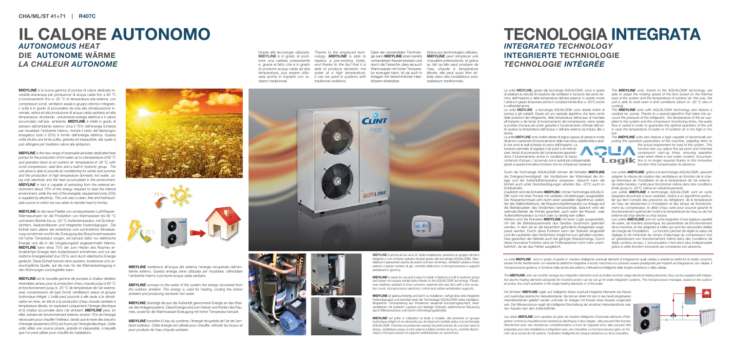# IL CALORE AUTONOMO

## *AUTONOMOUS HEAT*

## DIE AUTONOME WÄRME

## *LA CHALEUR AUTONOME*

**MIDYLINE** è la nuova gamma di pompe di calore dedicate reversibili aria/acqua per produzione di acqua calda fino a 60 °C e funzionamento fino a -20 °C di temperatura aria esterna, con compressori scroll, ventilatori assiali e gruppo idronico integrato. L'unità è in grado di provvedere da sola alla climatizzazione invernale, estiva ed alla produzione di acqua calda sanitaria ad alta temperatura, sfruttando unicamente energia elettrica e il calore accumulato nell'aria ambiente. **MIDYLINE** è infatti in grado di estrarre dall'ambiente esterno circa il 75% dell'energia richiesta per riscaldare l'ambiente interno, mentre il resto del fabbisogno energetico (solo il 25%) è fornito dall'energia elettrica. Questa unità sfrutta una fonte pulita, gratuita ed inesauribile, alla quale si può attingere per trasferire calore alle abitazioni.

*MIDYLINE is the new range of reversible air/water dedicated heat pumps for the production of hot water up to a temperature of 60 °C and operation down to an outdoor air temperature of -20 °C, with scroll compressors, axial fans and a built-in hydronic group. The unit alone is able to provide air conditioning for winter and summer and the production of high temperature domestic hot water, using only electricity and the heat accumulated in the environment. MIDYLINE in fact is capable of extracting from the external environment about 75% of the energy required to heat the internal environment, while the rest of the energetic requirement (only 25%) is supplied by electricity. This unit uses a clean, free and inexhaustible source to which we can attain to transfer heat to homes.*

**MIDYLINE** ist die neue Palette von umsteuerbaren Luft/Wasser-Wärmepumpen für die Produktion von Warmwasser bis 60 °C und einem Betrieb bis zu -20 °C Außentemperatur, mit Scrollverdichtern, Axialventilatoren und integrierter Hydronikgruppe. Die Einheit kann alleine die winterliche und sommerliche Klimatisierung vornehmen und für die Erzeugung des Brauchwarmwassers mit hoher Temperatur sorgen, sie benutzt dafür nur elektrische Energie und die in der Umgebungsluft angesammelte Wärme. **MIDYLINE** kann etwa 75% der zum Heizen des Raumes erforderlichen Energie dem Außenbereich entnehmen und nur der restliche Energiebedarf (nur 25%) wird durch elektrische Energie gedeckt. Diese Einheit benutzt eine saubere, kostenlose und unerschöpfliche Quelle, auf die man für die Wärmeübertragung in den Wohnungen zurückgreifen kann.

**MIDYLINE** *est la nouvelle gamme de pompes à chaleur dédiées réversibles air/eau pour la production d'eau chaude jusqu'à 60 °C et fonctionnement jusqu'à -20 °C de température de l'air externe, avec compresseurs de type Scroll, ventilateurs axiaux et groupe hydronique intégré. L'unité peut pourvoir à elle seule à la climatisation en hiver, en été et à la production d'eau chaude sanitaire à température élevée, en exploitant uniquement l'énergie électrique et la chaleur accumulée dans l'air ambiant.* ***MIDYLINE*** *peut, en effet, extraire de l'environnement externe, environ 75% de l'énergie nécessaire pour chauffer l'intérieur, tandis que le reste des besoins d'énergie (seulement 25%) est fourni par l'énergie électrique. Cette unité utilise une source propre, gratuite et inépuisable, à laquelle que l'on peut utiliser pour chauffer les habitations.*

75 %

25 %

**MIDYLINE** trasferisce all'acqua del sistema l'energia recuperata dall'ambiente esterno. Questa energia viene utilizzata per riscaldare, raffreddare l'ambiente interno e produrre acqua calda sanitaria.

*MIDYLINE conveys to the water of the system the energy recovered from the outdoor ambient. This energy is used for heating, cooling the indoor ambient and producing domestic hot water.*

**MIDYLINE** überträgt die aus der Außenluft gewonnene Energie an das Wasser des Anlagensystems. Diese Energie wird zum Heizen und Kühlen des Raumes, sowie für die Warmwasser-Erzeugung mit hoher Temperatur benutzt.

*MIDYLINE transfère à l'eau du système, l'énergie récupérée de l'air de l'ambient extérieur. Cette énergie est utilisée pour chauffer, refroidir les locaux et pour produire de l'eau chaude sanitaire.*

Grazie alle tecnologie utilizzate, **MIDYLINE** è in grado di sostituire una caldaia preesistente e, grazie al fatto che è in grado di produrre acqua calda ad alta temperatura, può essere utilizzata anche in impianti con radiatori tradizionali.

*Thanks to the employed technology, MIDYLINE is able to replace a pre-existing boiler, and thanks to the fact that it is able to produce domestic hot water at a high temperature, it can be used in systems with traditional radiators.*

Dank der verwendeten Technologie kann **MIDYLINE** einen bereits vorhandenen Kessel ersetzen und durch die Tatsache, dass sie auch Warmwasser mit hoher Temperatur erzeugen kann, ist sie auch in Anlagen mit herkömmlichen Heizkörpern einsetzbar.

*Grâce aux technologies utilisées,* ***MIDYLINE*** *peut remplacer une chaudière préexistante, et grâce au fait qu'elle peut produire de l'eau chaude à température élevée, elle peut aussi être utilisée dans des installations avec radiateurs traditionnels.*

**MIDYLINE** è pronta all'uso ed è di facile installazione, presenta un gruppo idronico integrato e non richiede serbatoi inerziali grazie alla tecnologia AQUALOGIK. Mantellatura in peraluman esente da eventi corrosivi nel tempo, ventilatori assiali a rotore esterno a basso numero di giri, controllo elettronico a microprocessore e supporti antivibranti in gomma.

*MIDYLINE is ready for use and is easy to install, is features a built-in hydronic group and does not require inertial tanks thanks to the AQUALOGIK technology. Peraluman mattress resistant to time corrosion, external rotor axis fans with a low revolution count, microprocessor electronic control and rubber antivibration supports.*

**MIDYLINE** ist gebrauchsfertig und leicht zu installieren, verfügt über eine integrierte Hydronikgruppe und benötigt dank der Technologie AQUALOGIK keine Beharrungsspeicher. Ummantelung aus Peraluman dauerhaft korrosionsgeschützt, Axialventilatoren mit äußerem Laufrad und niedriger Drehzahl, elektronische Steuerung durch Mikroprozessor und Gummi-Schwingungsdämpfer.

*MIDYLINE est prête à l'utilisation et facile à installer, elle présente un groupe hydronique intégré et ne nécessite pas de réservoirs inertiels grâce à la technologie AQUALOGIK. Chemise en peraluman exempt de phénomènes de corrosion dans le temps, ventilateurs axiaux à rotor externe à faible nombre de tours, contrôle électronique à microprocesseur et supports antivibratoires en caoutchouc.*

# TECNOLOGIA INTEGRATA

## *INTEGRATED TECHNOLOGY*

## INTEGRIERTE TECHNIOLOGIE

## *TECHNOLOGIE INTÉGRÉE*

Le unità **MIDYLINE**, grazie alla tecnologia AQUALOGIK, sono in grado di adattare la velocità di rotazione dei ventilatori in funzione del carico termico dell'impianto e della temperatura dell'aria esterna: in questo modo l'unità è in grado di lavorare anche in condizioni limite (fino a –20°C anche in raffreddamento).

Le unità **MIDYLINE** a tecnologia AQUALOGIK sono dotate inoltre di pompa a giri variabili. Grazie ad uno speciale algoritmo che tiene conto delle pressioni del refrigerante, della temperatura dell'acqua di mandata all'impianto e dei tempi di funzionamento del compressore, viene variata la portata d'acqua per poter garantire il funzionamento ottimale dell'unità qualora la temperatura dell'acqua o dell'aria esterna sia troppo alta o bassa.

Le unità **MIDYLINE** sono inoltre dotate di logica capace di variare in modo dinamico i parametri di funzionamento della macchina, adattandole a quelle che sono le reali richieste di carico dell'impianto. La funzione permette di regolare il set point e di minimizzare i tempi di accensione del compressore garantendone il funzionamento anche in condizioni di basso contenuto d'acqua. L'accumulo non è quindi più indispensabile grazie a questa innovativa funzione che ne compensa l'assenza.

*The MIDYLINE units, thanks to the AQUALOGIK technology, are able to adapt the rotating speed of the fans based on the thermal load of the system and the temperature of outdoor air: this way, the unit is able to work even in limit conditions (down to -20 °C also in cooling).*

*The MIDYLINE units with AQUALOGIK technology also feature a variable rev. pump. Thanks to a special algorithm that takes into account the pressure of the refrigerant, the temperature of the air supplied to the system and the compressor functioning times, the water flow is varied in order to guarantee the optimal operation of the unit in case the temperature of water or of outdoor air is too high or too low.*

*The MIDYLINE units also feature a logic capable of dynamically adjusting the operation parameters of the machine, adapting them to the actual requirement for load of the system. This function lets you adjust the set point and minimize compressor start-up times, ensuring operation even when there is low water content. Accumulation is no longer required thanks to this innovative function that compensates its absence.*

AQUA Logik

Durch die Technologie AQUALOGIK können die Einheiten **MIDYLINE** die Drehgeschwindigkeit der Ventilatoren der Wärmelast der Anlage und der Außenlufttemperatur anpassen: dadurch kann die Einheit auch unter Grenzbedingungen arbeiten (bis –20°C auch im Kühlbetrieb).

Zusätzlich sind die Einheiten **MIDYLINE** mit der Technologie AQUALOGIK noch mit einer Pumpe mit variablen Umdrehungen ausgestattet. Der Wasserdurchsatz wird durch einen speziellen Algorithmus variiert, der den Kältemitteldruck, die Wasservorlauftemperatur zur Anlage und die Betriebszeiten des Verdichters berücksichtigt, dadurch wird der optimale Betrieb der Einheit garantiert, auch wenn die Wasser- oder Außenlufttemperatur zu hoch oder zu niedrig sein sollten.

Weiters sind die Einheiten **MIDYLINE** mit einer Logik ausgestattet, mit der die Betriebsparameter des Gerätes dynamisch geändert werden, in dem sie an die tatsächlich geforderte Anlagenlast angepasst werden. Durch diese Funktion kann der Sollwert eingestellt und die Laufzeiten des Verdichters möglichst kurz gehalten werden. Dies garantiert den Betrieb auch bei geringer Wassermenge. Durch diese innovative Funktion wird ein Pufferspeicher nicht mehr unentbehrlich, da sie das Fehlen ausgleicht.

*Les unités MIDYLINE, grâce à la technologie AQUALOGIK, peuvent adapter la vitesse de rotation des ventilateurs en fonction de la charge thermique de l'installation et de la température de l'air externe : de cette manière, l'unité peut fonctionner même dans des conditions limite (jusqu'à –20°C même en rafraîchissement).*

*Les unités MIDYLINE à technologie AQUALOGIK sont en outre équipées de pompe à tours variables. Grâce à un algorithme particulier qui tient compte des pressions du réfrigérant, de la température de l'eau de refoulement à l'installation et des temps de fonctionnement du compresseur, le débit d'eau varie pour pouvoir garantir le fonctionnement optimal de l'unité si la température de l'eau ou de l'air externe est trop élevée ou trop basse.*

*Les unités MIDYLINE sont en outre équipées d'une logique capable de varier, de manière dynamique, les paramètres de fonctionnement de la machine, en les adaptant à celles qui sont les nécessités réelles de charge de l'installation. La fonction permet de régler la valeur de réglage et de minimiser les temps d'allumage du compresseur tout en garantissant son fonctionnement même dans des conditions de faible contenu en eau. L'accumulation n'est donc plus indispensable grâce à cette fonction innovante qui compense son absence.*

Le unità **MIDYLINE** sono in grado di gestire in maniera intelligente eventuali elementi di integrazione quali caldaia e resistenze elettriche bi-stadio; possono essere fornite direttamente con resistenze elettriche integrative a bordo macchina e/o possono essere predisposte per impianti ad integrazione con caldaia. Il microprocessore gestisce, in funzione della sonda aria esterna, l'attivazione intelligente delle singole resistenze o della caldaia.

*The MIDYLINE units can smartly manage any integration elements such as boilers and two-stage electrical heating elements; they can be supplied with integrative electric heating elements alongside the machine and/or can be set up for boiler integration systems. The microprocessor manages, based on the outdoor air probe, the smart activation of the single heating elements or of the boiler.*

Die Einheiten **MIDYLINE** regeln auf intelligente Weise eventuell integrierte Elemente wie Kessel und zweistufige elektrische Heizwiderstände. Sie können direkt mit den in das Gerät eingebauten Heizwiderständen geliefert werden und/oder für Anlagen mit Einsatz eines Kessels vorgerüstet sein. Der Mikroprozessor regelt die intelligente Einschaltung der einzelnen Heizwiderstände oder des Kessels nach dem Außenluftfühler.

*Les unités MIDYLINE sont capables de gérer de manière intelligente d'éventuels éléments d'intégration comme la chaudière et les résistances électriques à deux étages ; elles peuvent être fournies directement avec des résistances complémentaires à bord de l'appareil et/ou elles peuvent être préparées pour des installations à intégration avec une chaudière. Le microprocesseur gère, en fonction de la sonde de l'air externe, l'activation intelligente de chaque résistance ou de la chaudière.*